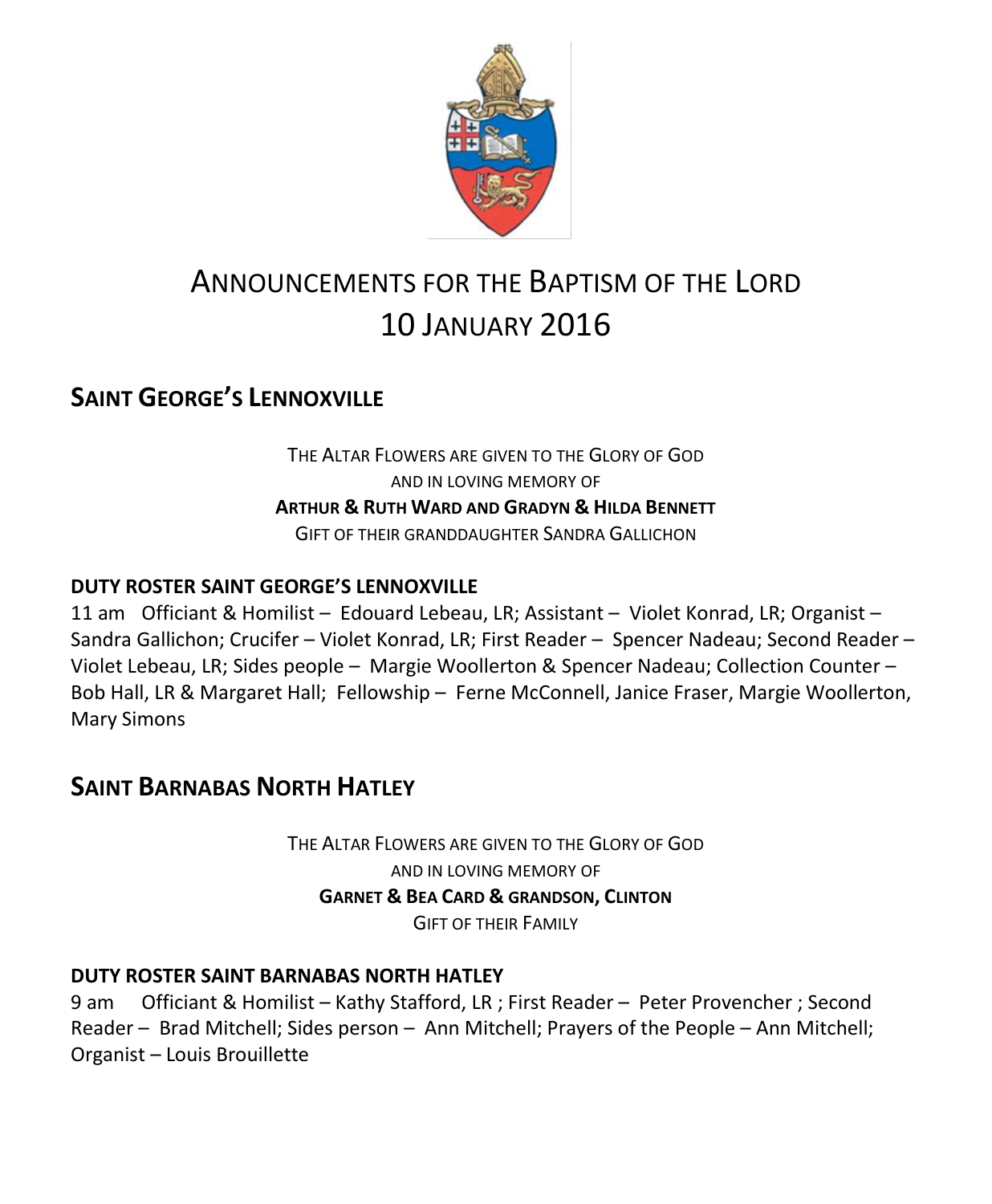# ANNOUNCEMENTS FOR THE BAPTISM OF THE LORD
# 10 JANUARY 2016

## SAINT GEORGE'S LENNOXVILLE

THE ALTAR FLOWERS ARE GIVEN TO THE GLORY OF GOD
AND IN LOVING MEMORY OF
**ARTHUR & RUTH WARD AND GRADYN & HILDA BENNETT**
GIFT OF THEIR GRANDDAUGHTER SANDRA GALLICHON

### DUTY ROSTER SAINT GEORGE'S LENNOXVILLE

11 am Officiant & Homilist – Edouard Lebeau, LR; Assistant – Violet Konrad, LR; Organist – Sandra Gallichon; Crucifer – Violet Konrad, LR; First Reader – Spencer Nadeau; Second Reader – Violet Lebeau, LR; Sides people – Margie Woollerton & Spencer Nadeau; Collection Counter – Bob Hall, LR & Margaret Hall; Fellowship – Ferne McConnell, Janice Fraser, Margie Woollerton, Mary Simons

## SAINT BARNABAS NORTH HATLEY

THE ALTAR FLOWERS ARE GIVEN TO THE GLORY OF GOD
AND IN LOVING MEMORY OF
**GARNET & BEA CARD & GRANDSON, CLINTON**
GIFT OF THEIR FAMILY

### DUTY ROSTER SAINT BARNABAS NORTH HATLEY

9 am Officiant & Homilist – Kathy Stafford, LR ; First Reader – Peter Provencher ; Second Reader – Brad Mitchell; Sides person – Ann Mitchell; Prayers of the People – Ann Mitchell; Organist – Louis Brouillette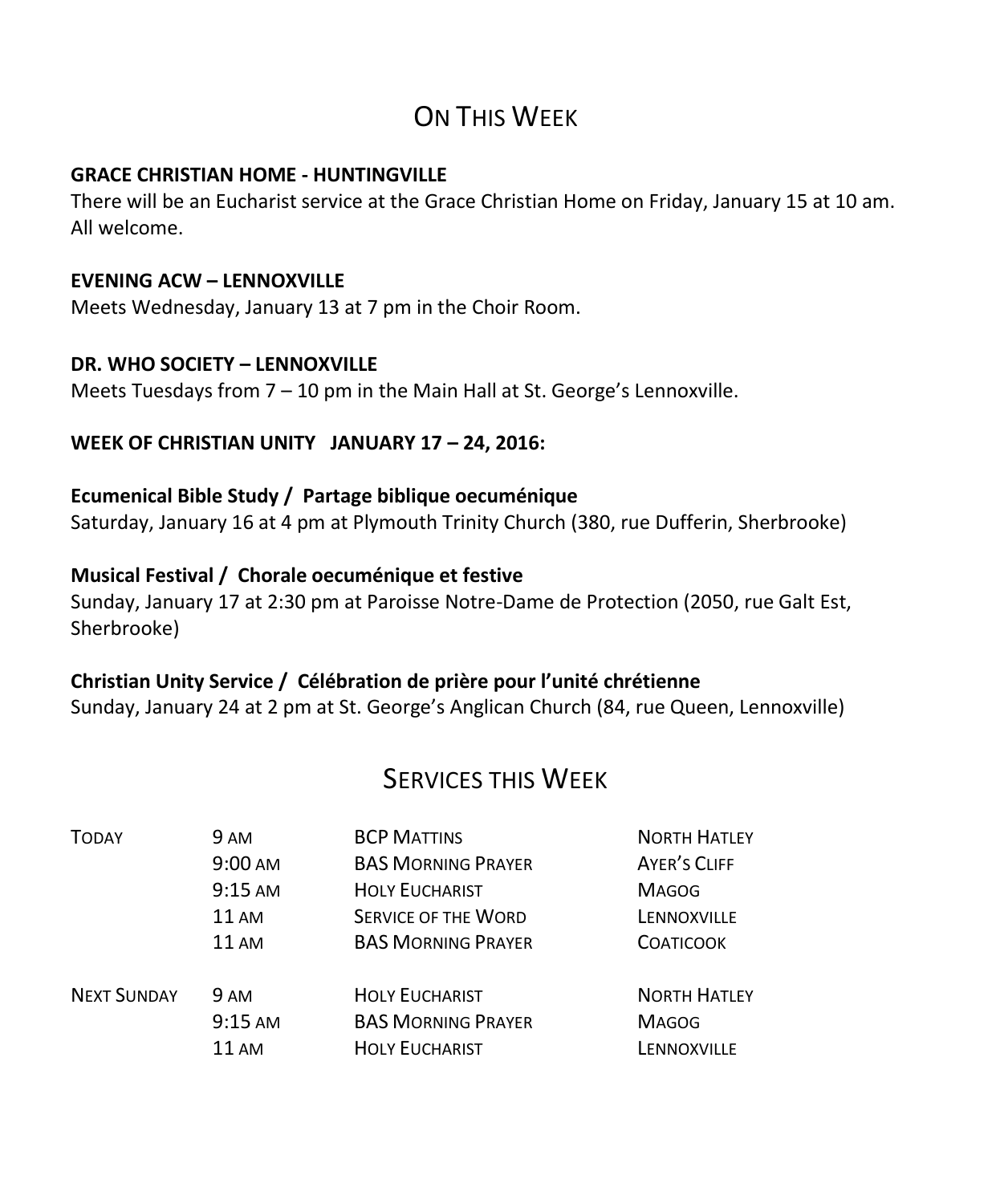# On This Week

**GRACE CHRISTIAN HOME - HUNTINGVILLE**
There will be an Eucharist service at the Grace Christian Home on Friday, January 15 at 10 am. All welcome.

**EVENING ACW – LENNOXVILLE**
Meets Wednesday, January 13 at 7 pm in the Choir Room.

**DR. WHO SOCIETY – LENNOXVILLE**
Meets Tuesdays from 7 – 10 pm in the Main Hall at St. George's Lennoxville.

**WEEK OF CHRISTIAN UNITY JANUARY 17 – 24, 2016:**

**Ecumenical Bible Study / Partage biblique oecuménique**
Saturday, January 16 at 4 pm at Plymouth Trinity Church (380, rue Dufferin, Sherbrooke)

**Musical Festival / Chorale oecuménique et festive**
Sunday, January 17 at 2:30 pm at Paroisse Notre-Dame de Protection (2050, rue Galt Est, Sherbrooke)

**Christian Unity Service / Célébration de prière pour l'unité chrétienne**
Sunday, January 24 at 2 pm at St. George's Anglican Church (84, rue Queen, Lennoxville)

# Services this Week

| | | | |
|---|---|---|---|
| Today | 9 AM | BCP Mattins | North Hatley |
| | 9:00 AM | BAS Morning Prayer | Ayer's Cliff |
| | 9:15 AM | Holy Eucharist | Magog |
| | 11 AM | Service of the Word | Lennoxville |
| | 11 AM | BAS Morning Prayer | Coaticook |
| Next Sunday | 9 AM | Holy Eucharist | North Hatley |
| | 9:15 AM | BAS Morning Prayer | Magog |
| | 11 AM | Holy Eucharist | Lennoxville |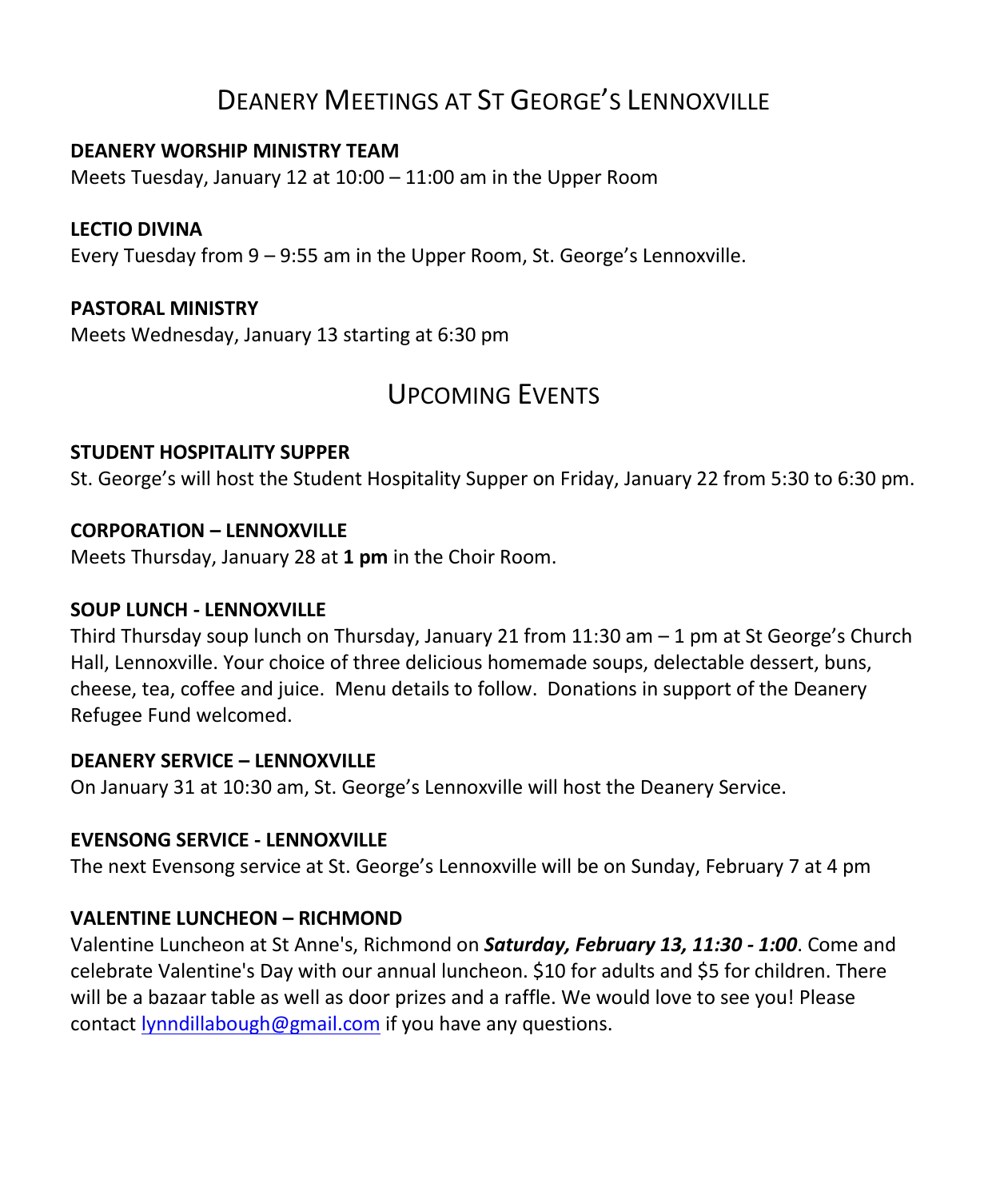# Deanery Meetings at St George's Lennoxville

**DEANERY WORSHIP MINISTRY TEAM**
Meets Tuesday, January 12 at 10:00 – 11:00 am in the Upper Room

**LECTIO DIVINA**
Every Tuesday from 9 – 9:55 am in the Upper Room, St. George's Lennoxville.

**PASTORAL MINISTRY**
Meets Wednesday, January 13 starting at 6:30 pm

# Upcoming Events

**STUDENT HOSPITALITY SUPPER**
St. George's will host the Student Hospitality Supper on Friday, January 22 from 5:30 to 6:30 pm.

**CORPORATION – LENNOXVILLE**
Meets Thursday, January 28 at **1 pm** in the Choir Room.

**SOUP LUNCH - LENNOXVILLE**
Third Thursday soup lunch on Thursday, January 21 from 11:30 am – 1 pm at St George's Church Hall, Lennoxville. Your choice of three delicious homemade soups, delectable dessert, buns, cheese, tea, coffee and juice. Menu details to follow. Donations in support of the Deanery Refugee Fund welcomed.

**DEANERY SERVICE – LENNOXVILLE**
On January 31 at 10:30 am, St. George's Lennoxville will host the Deanery Service.

**EVENSONG SERVICE - LENNOXVILLE**
The next Evensong service at St. George's Lennoxville will be on Sunday, February 7 at 4 pm

**VALENTINE LUNCHEON – RICHMOND**
Valentine Luncheon at St Anne's, Richmond on ***Saturday, February 13, 11:30 - 1:00***. Come and celebrate Valentine's Day with our annual luncheon. $10 for adults and $5 for children. There will be a bazaar table as well as door prizes and a raffle. We would love to see you! Please contact lynndillabough@gmail.com if you have any questions.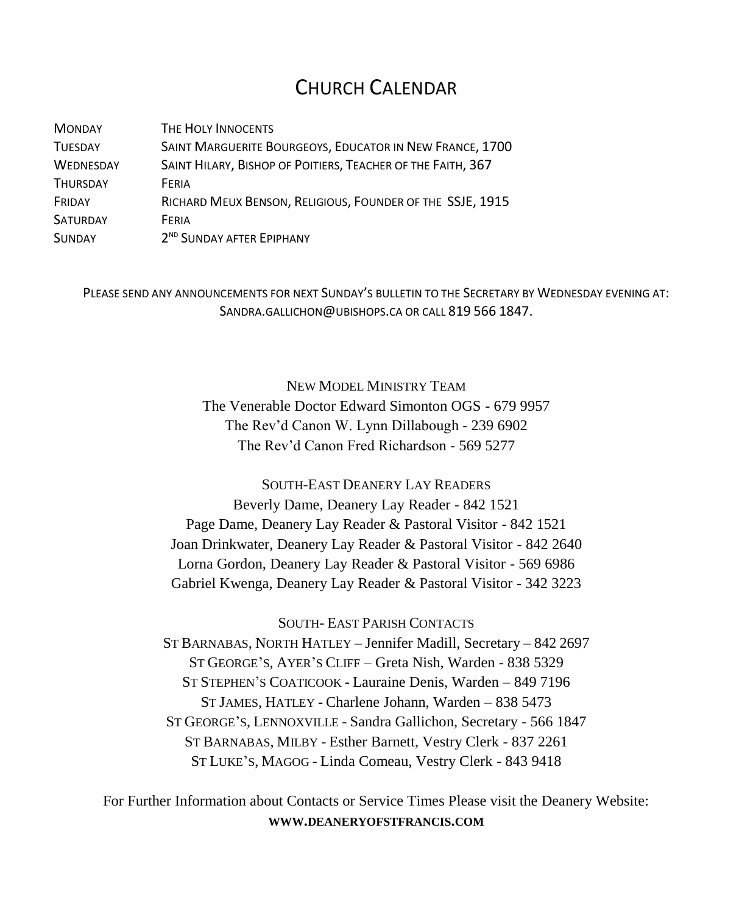# Church Calendar

| | |
|---|---|
| Monday | The Holy Innocents |
| Tuesday | Saint Marguerite Bourgeoys, Educator in New France, 1700 |
| Wednesday | Saint Hilary, Bishop of Poitiers, Teacher of the Faith, 367 |
| Thursday | Feria |
| Friday | Richard Meux Benson, Religious, Founder of the SSJE, 1915 |
| Saturday | Feria |
| Sunday | 2nd Sunday after Epiphany |

Please send any announcements for next Sunday's bulletin to the Secretary by Wednesday evening at: sandra.gallichon@ubishops.ca or call 819 566 1847.

New Model Ministry Team

The Venerable Doctor Edward Simonton OGS - 679 9957
The Rev'd Canon W. Lynn Dillabough - 239 6902
The Rev'd Canon Fred Richardson - 569 5277

South-East Deanery Lay Readers

Beverly Dame, Deanery Lay Reader - 842 1521
Page Dame, Deanery Lay Reader & Pastoral Visitor - 842 1521
Joan Drinkwater, Deanery Lay Reader & Pastoral Visitor - 842 2640
Lorna Gordon, Deanery Lay Reader & Pastoral Visitor - 569 6986
Gabriel Kwenga, Deanery Lay Reader & Pastoral Visitor - 342 3223

South- East Parish Contacts

St Barnabas, North Hatley – Jennifer Madill, Secretary – 842 2697
St George's, Ayer's Cliff – Greta Nish, Warden - 838 5329
St Stephen's Coaticook - Lauraine Denis, Warden – 849 7196
St James, Hatley - Charlene Johann, Warden – 838 5473
St George's, Lennoxville - Sandra Gallichon, Secretary - 566 1847
St Barnabas, Milby - Esther Barnett, Vestry Clerk - 837 2261
St Luke's, Magog - Linda Comeau, Vestry Clerk - 843 9418

For Further Information about Contacts or Service Times Please visit the Deanery Website:
**WWW.DEANERYOFSTFRANCIS.COM**